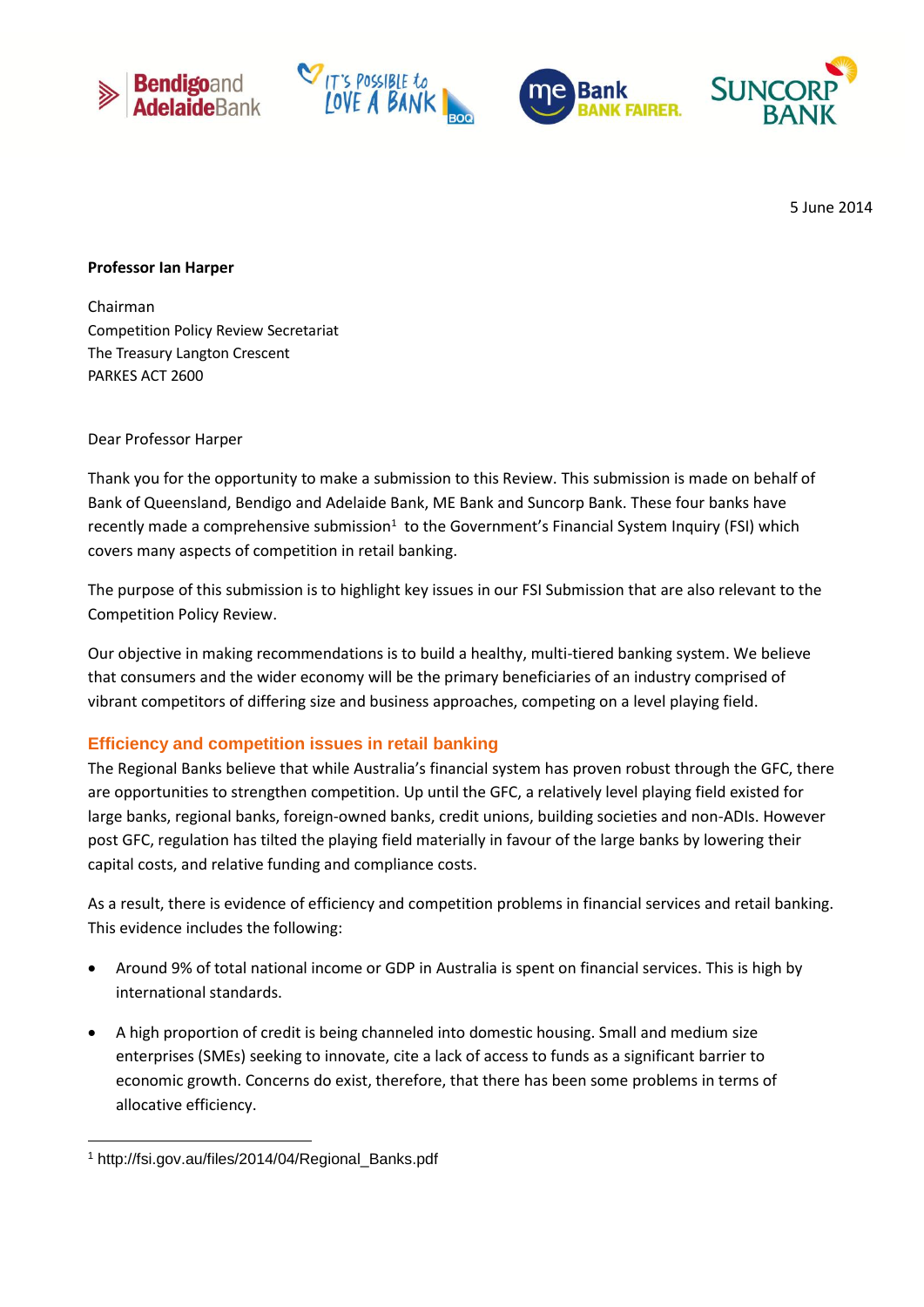5 June 2014

**Professor Ian Harper**

Chairman
Competition Policy Review Secretariat
The Treasury Langton Crescent
PARKES ACT 2600

Dear Professor Harper

Thank you for the opportunity to make a submission to this Review. This submission is made on behalf of Bank of Queensland, Bendigo and Adelaide Bank, ME Bank and Suncorp Bank. These four banks have recently made a comprehensive submission[1] to the Government's Financial System Inquiry (FSI) which covers many aspects of competition in retail banking.

The purpose of this submission is to highlight key issues in our FSI Submission that are also relevant to the Competition Policy Review.

Our objective in making recommendations is to build a healthy, multi-tiered banking system. We believe that consumers and the wider economy will be the primary beneficiaries of an industry comprised of vibrant competitors of differing size and business approaches, competing on a level playing field.

## Efficiency and competition issues in retail banking

The Regional Banks believe that while Australia's financial system has proven robust through the GFC, there are opportunities to strengthen competition. Up until the GFC, a relatively level playing field existed for large banks, regional banks, foreign-owned banks, credit unions, building societies and non-ADIs. However post GFC, regulation has tilted the playing field materially in favour of the large banks by lowering their capital costs, and relative funding and compliance costs.

As a result, there is evidence of efficiency and competition problems in financial services and retail banking. This evidence includes the following:

- Around 9% of total national income or GDP in Australia is spent on financial services. This is high by international standards.
- A high proportion of credit is being channeled into domestic housing. Small and medium size enterprises (SMEs) seeking to innovate, cite a lack of access to funds as a significant barrier to economic growth. Concerns do exist, therefore, that there has been some problems in terms of allocative efficiency.

[1] http://fsi.gov.au/files/2014/04/Regional_Banks.pdf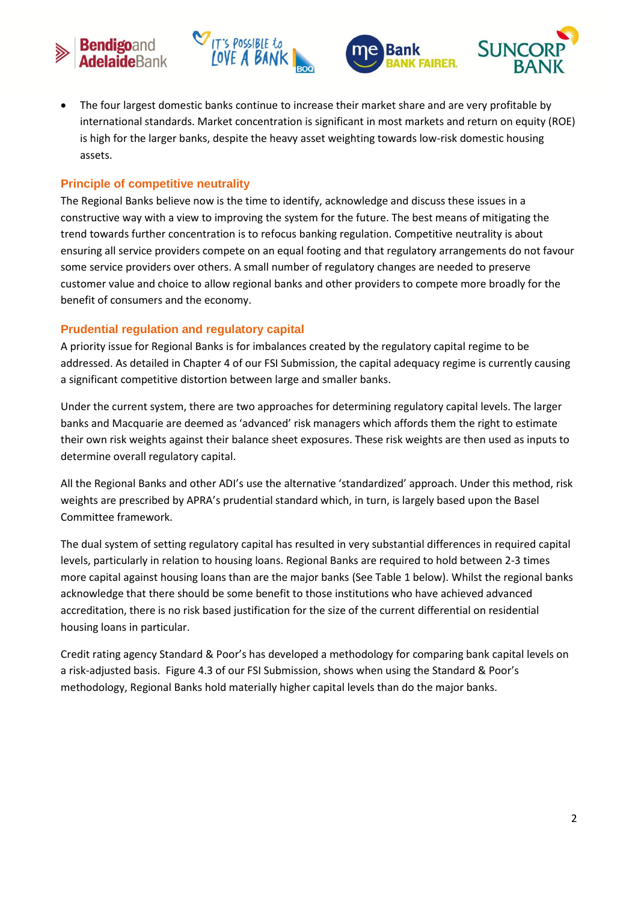- The four largest domestic banks continue to increase their market share and are very profitable by international standards. Market concentration is significant in most markets and return on equity (ROE) is high for the larger banks, despite the heavy asset weighting towards low-risk domestic housing assets.

## Principle of competitive neutrality

The Regional Banks believe now is the time to identify, acknowledge and discuss these issues in a constructive way with a view to improving the system for the future. The best means of mitigating the trend towards further concentration is to refocus banking regulation. Competitive neutrality is about ensuring all service providers compete on an equal footing and that regulatory arrangements do not favour some service providers over others. A small number of regulatory changes are needed to preserve customer value and choice to allow regional banks and other providers to compete more broadly for the benefit of consumers and the economy.

## Prudential regulation and regulatory capital

A priority issue for Regional Banks is for imbalances created by the regulatory capital regime to be addressed. As detailed in Chapter 4 of our FSI Submission, the capital adequacy regime is currently causing a significant competitive distortion between large and smaller banks.

Under the current system, there are two approaches for determining regulatory capital levels. The larger banks and Macquarie are deemed as 'advanced' risk managers which affords them the right to estimate their own risk weights against their balance sheet exposures. These risk weights are then used as inputs to determine overall regulatory capital.

All the Regional Banks and other ADI's use the alternative 'standardized' approach. Under this method, risk weights are prescribed by APRA's prudential standard which, in turn, is largely based upon the Basel Committee framework.

The dual system of setting regulatory capital has resulted in very substantial differences in required capital levels, particularly in relation to housing loans. Regional Banks are required to hold between 2-3 times more capital against housing loans than are the major banks (See Table 1 below). Whilst the regional banks acknowledge that there should be some benefit to those institutions who have achieved advanced accreditation, there is no risk based justification for the size of the current differential on residential housing loans in particular.

Credit rating agency Standard & Poor's has developed a methodology for comparing bank capital levels on a risk-adjusted basis. Figure 4.3 of our FSI Submission, shows when using the Standard & Poor's methodology, Regional Banks hold materially higher capital levels than do the major banks.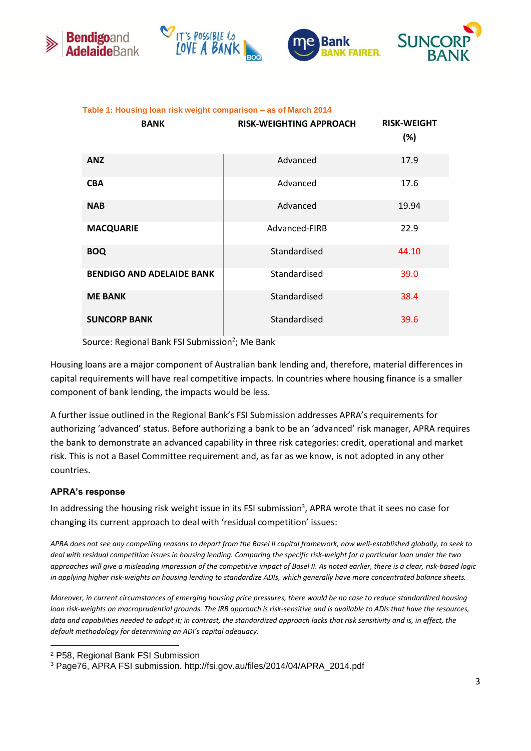**Table 1: Housing loan risk weight comparison – as of March 2014**

| BANK | RISK-WEIGHTING APPROACH | RISK-WEIGHT (%) |
|---|---|---|
| **ANZ** | Advanced | 17.9 |
| **CBA** | Advanced | 17.6 |
| **NAB** | Advanced | 19.94 |
| **MACQUARIE** | Advanced-FIRB | 22.9 |
| **BOQ** | Standardised | 44.10 |
| **BENDIGO AND ADELAIDE BANK** | Standardised | 39.0 |
| **ME BANK** | Standardised | 38.4 |
| **SUNCORP BANK** | Standardised | 39.6 |

Source: Regional Bank FSI Submission[2]; Me Bank

Housing loans are a major component of Australian bank lending and, therefore, material differences in capital requirements will have real competitive impacts. In countries where housing finance is a smaller component of bank lending, the impacts would be less.

A further issue outlined in the Regional Bank's FSI Submission addresses APRA's requirements for authorizing 'advanced' status. Before authorizing a bank to be an 'advanced' risk manager, APRA requires the bank to demonstrate an advanced capability in three risk categories: credit, operational and market risk. This is not a Basel Committee requirement and, as far as we know, is not adopted in any other countries.

### APRA's response

In addressing the housing risk weight issue in its FSI submission[3], APRA wrote that it sees no case for changing its current approach to deal with 'residual competition' issues:

*APRA does not see any compelling reasons to depart from the Basel II capital framework, now well-established globally, to seek to deal with residual competition issues in housing lending. Comparing the specific risk-weight for a particular loan under the two approaches will give a misleading impression of the competitive impact of Basel II. As noted earlier, there is a clear, risk-based logic in applying higher risk-weights on housing lending to standardize ADIs, which generally have more concentrated balance sheets.*

*Moreover, in current circumstances of emerging housing price pressures, there would be no case to reduce standardized housing loan risk-weights on macroprudential grounds. The IRB approach is risk-sensitive and is available to ADIs that have the resources, data and capabilities needed to adopt it; in contrast, the standardized approach lacks that risk sensitivity and is, in effect, the default methodology for determining an ADI's capital adequacy.*

[2] P58, Regional Bank FSI Submission

[3] Page76, APRA FSI submission. http://fsi.gov.au/files/2014/04/APRA_2014.pdf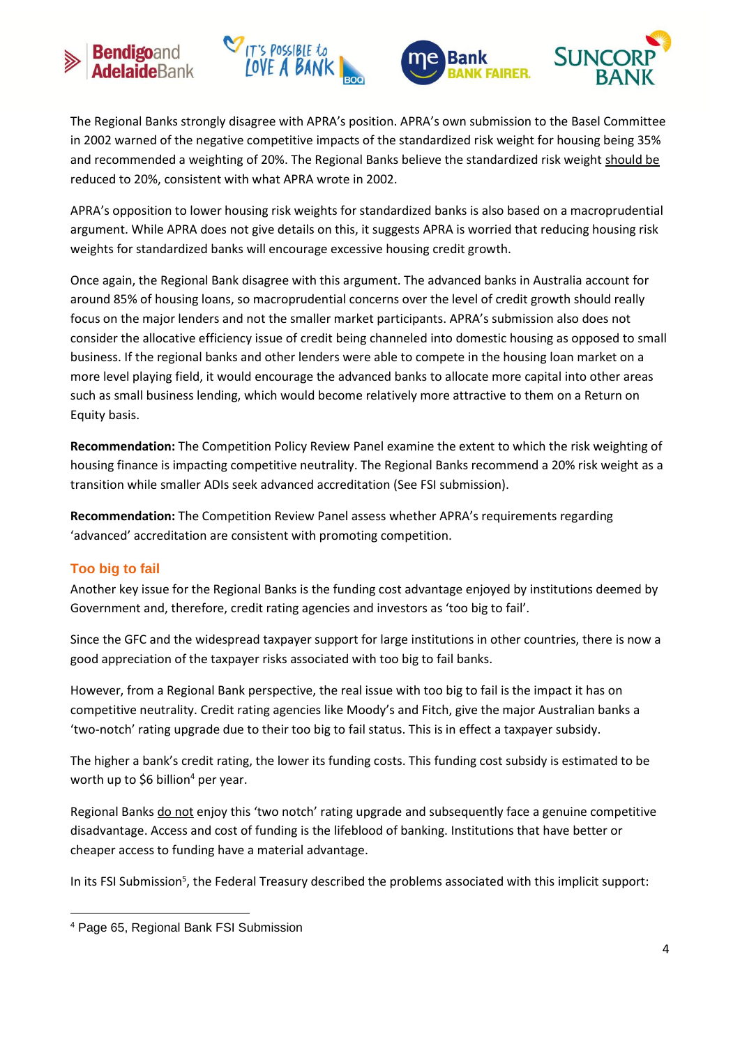The Regional Banks strongly disagree with APRA's position. APRA's own submission to the Basel Committee in 2002 warned of the negative competitive impacts of the standardized risk weight for housing being 35% and recommended a weighting of 20%. The Regional Banks believe the standardized risk weight should be reduced to 20%, consistent with what APRA wrote in 2002.

APRA's opposition to lower housing risk weights for standardized banks is also based on a macroprudential argument. While APRA does not give details on this, it suggests APRA is worried that reducing housing risk weights for standardized banks will encourage excessive housing credit growth.

Once again, the Regional Bank disagree with this argument. The advanced banks in Australia account for around 85% of housing loans, so macroprudential concerns over the level of credit growth should really focus on the major lenders and not the smaller market participants. APRA's submission also does not consider the allocative efficiency issue of credit being channeled into domestic housing as opposed to small business. If the regional banks and other lenders were able to compete in the housing loan market on a more level playing field, it would encourage the advanced banks to allocate more capital into other areas such as small business lending, which would become relatively more attractive to them on a Return on Equity basis.

**Recommendation:** The Competition Policy Review Panel examine the extent to which the risk weighting of housing finance is impacting competitive neutrality. The Regional Banks recommend a 20% risk weight as a transition while smaller ADIs seek advanced accreditation (See FSI submission).

**Recommendation:** The Competition Review Panel assess whether APRA's requirements regarding 'advanced' accreditation are consistent with promoting competition.

## Too big to fail

Another key issue for the Regional Banks is the funding cost advantage enjoyed by institutions deemed by Government and, therefore, credit rating agencies and investors as 'too big to fail'.

Since the GFC and the widespread taxpayer support for large institutions in other countries, there is now a good appreciation of the taxpayer risks associated with too big to fail banks.

However, from a Regional Bank perspective, the real issue with too big to fail is the impact it has on competitive neutrality. Credit rating agencies like Moody's and Fitch, give the major Australian banks a 'two-notch' rating upgrade due to their too big to fail status. This is in effect a taxpayer subsidy.

The higher a bank's credit rating, the lower its funding costs. This funding cost subsidy is estimated to be worth up to $6 billion[4] per year.

Regional Banks do not enjoy this 'two notch' rating upgrade and subsequently face a genuine competitive disadvantage. Access and cost of funding is the lifeblood of banking. Institutions that have better or cheaper access to funding have a material advantage.

In its FSI Submission[5], the Federal Treasury described the problems associated with this implicit support:

---

[4] Page 65, Regional Bank FSI Submission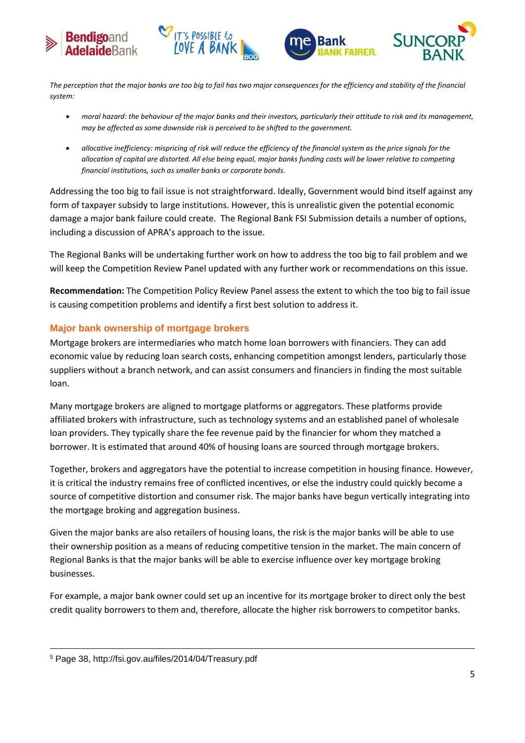*The perception that the major banks are too big to fail has two major consequences for the efficiency and stability of the financial system:*

- *moral hazard: the behaviour of the major banks and their investors, particularly their attitude to risk and its management, may be affected as some downside risk is perceived to be shifted to the government.*
- *allocative inefficiency: mispricing of risk will reduce the efficiency of the financial system as the price signals for the allocation of capital are distorted. All else being equal, major banks funding costs will be lower relative to competing financial institutions, such as smaller banks or corporate bonds.*

Addressing the too big to fail issue is not straightforward. Ideally, Government would bind itself against any form of taxpayer subsidy to large institutions. However, this is unrealistic given the potential economic damage a major bank failure could create. The Regional Bank FSI Submission details a number of options, including a discussion of APRA's approach to the issue.

The Regional Banks will be undertaking further work on how to address the too big to fail problem and we will keep the Competition Review Panel updated with any further work or recommendations on this issue.

**Recommendation:** The Competition Policy Review Panel assess the extent to which the too big to fail issue is causing competition problems and identify a first best solution to address it.

## Major bank ownership of mortgage brokers

Mortgage brokers are intermediaries who match home loan borrowers with financiers. They can add economic value by reducing loan search costs, enhancing competition amongst lenders, particularly those suppliers without a branch network, and can assist consumers and financiers in finding the most suitable loan.

Many mortgage brokers are aligned to mortgage platforms or aggregators. These platforms provide affiliated brokers with infrastructure, such as technology systems and an established panel of wholesale loan providers. They typically share the fee revenue paid by the financier for whom they matched a borrower. It is estimated that around 40% of housing loans are sourced through mortgage brokers.

Together, brokers and aggregators have the potential to increase competition in housing finance. However, it is critical the industry remains free of conflicted incentives, or else the industry could quickly become a source of competitive distortion and consumer risk. The major banks have begun vertically integrating into the mortgage broking and aggregation business.

Given the major banks are also retailers of housing loans, the risk is the major banks will be able to use their ownership position as a means of reducing competitive tension in the market. The main concern of Regional Banks is that the major banks will be able to exercise influence over key mortgage broking businesses.

For example, a major bank owner could set up an incentive for its mortgage broker to direct only the best credit quality borrowers to them and, therefore, allocate the higher risk borrowers to competitor banks.

---

[5] Page 38, http://fsi.gov.au/files/2014/04/Treasury.pdf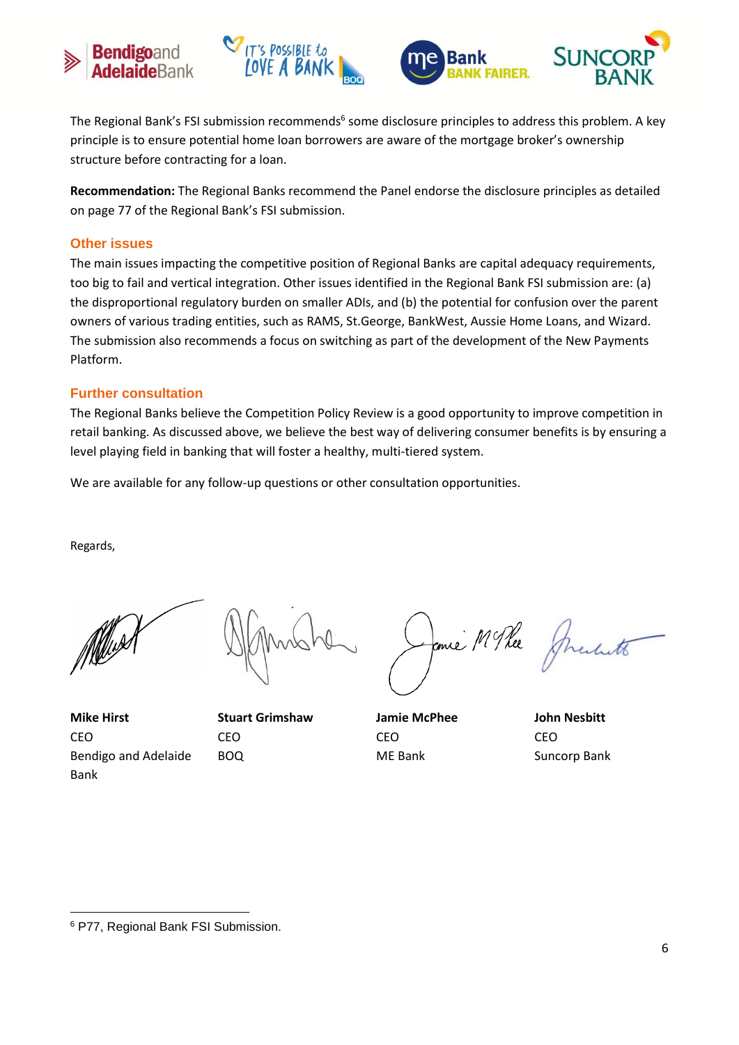The Regional Bank's FSI submission recommends[6] some disclosure principles to address this problem. A key principle is to ensure potential home loan borrowers are aware of the mortgage broker's ownership structure before contracting for a loan.

**Recommendation:** The Regional Banks recommend the Panel endorse the disclosure principles as detailed on page 77 of the Regional Bank's FSI submission.

### Other issues

The main issues impacting the competitive position of Regional Banks are capital adequacy requirements, too big to fail and vertical integration. Other issues identified in the Regional Bank FSI submission are: (a) the disproportional regulatory burden on smaller ADIs, and (b) the potential for confusion over the parent owners of various trading entities, such as RAMS, St.George, BankWest, Aussie Home Loans, and Wizard. The submission also recommends a focus on switching as part of the development of the New Payments Platform.

### Further consultation

The Regional Banks believe the Competition Policy Review is a good opportunity to improve competition in retail banking. As discussed above, we believe the best way of delivering consumer benefits is by ensuring a level playing field in banking that will foster a healthy, multi-tiered system.

We are available for any follow-up questions or other consultation opportunities.

Regards,

| | | | |
|---|---|---|---|
| **Mike Hirst** | **Stuart Grimshaw** | **Jamie McPhee** | **John Nesbitt** |
| CEO | CEO | CEO | CEO |
| Bendigo and Adelaide Bank | BOQ | ME Bank | Suncorp Bank |

[6] P77, Regional Bank FSI Submission.